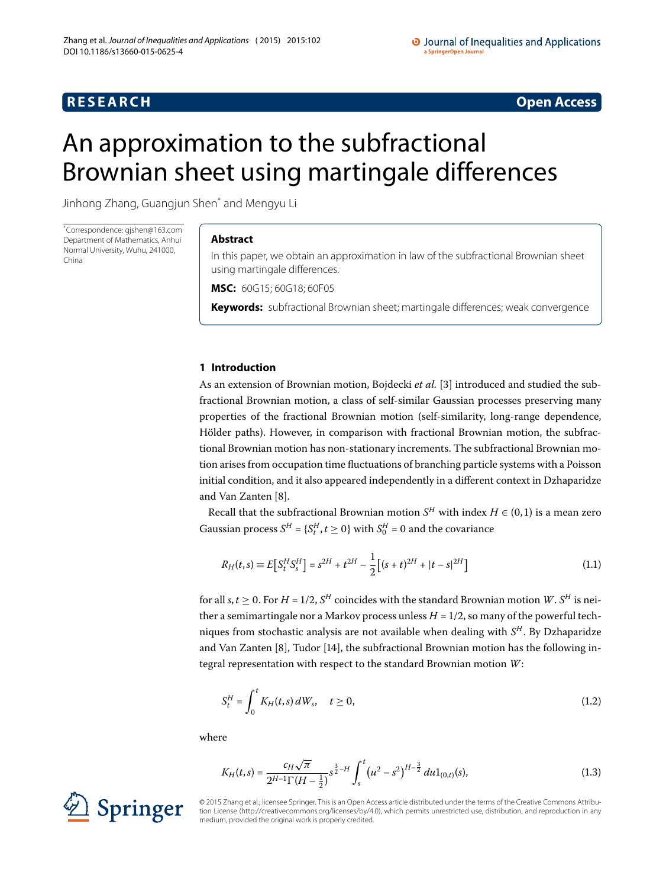RESEARCH **Open Access**

# An approximation to the subfractional Brownian sheet using martingale differences

Jinhong Zhang, Guangjun Shen* and Mengyu Li

*Correspondence: gjshen@163.com
Department of Mathematics, Anhui Normal University, Wuhu, 241000, China

## Abstract

In this paper, we obtain an approximation in law of the subfractional Brownian sheet using martingale differences.

**MSC:** 60G15; 60G18; 60F05

**Keywords:** subfractional Brownian sheet; martingale differences; weak convergence

## 1 Introduction

As an extension of Brownian motion, Bojdecki *et al.* [3] introduced and studied the subfractional Brownian motion, a class of self-similar Gaussian processes preserving many properties of the fractional Brownian motion (self-similarity, long-range dependence, Hölder paths). However, in comparison with fractional Brownian motion, the subfractional Brownian motion has non-stationary increments. The subfractional Brownian motion arises from occupation time fluctuations of branching particle systems with a Poisson initial condition, and it also appeared independently in a different context in Dzhaparidze and Van Zanten [8].

Recall that the subfractional Brownian motion $S^H$ with index $H \in (0,1)$ is a mean zero Gaussian process $S^H = \{S_t^H, t \geq 0\}$ with $S_0^H = 0$ and the covariance

$$R_H(t,s) \equiv E\left[S_t^H S_s^H\right] = s^{2H} + t^{2H} - \frac{1}{2}\left[(s+t)^{2H} + |t-s|^{2H}\right] \tag{1.1}$$

for all $s, t \geq 0$. For $H = 1/2$, $S^H$ coincides with the standard Brownian motion $W$. $S^H$ is neither a semimartingale nor a Markov process unless $H = 1/2$, so many of the powerful techniques from stochastic analysis are not available when dealing with $S^H$. By Dzhaparidze and Van Zanten [8], Tudor [14], the subfractional Brownian motion has the following integral representation with respect to the standard Brownian motion $W$:

$$S_t^H = \int_0^t K_H(t,s)\, dW_s, \quad t \geq 0, \tag{1.2}$$

where

$$K_H(t,s) = \frac{c_H \sqrt{\pi}}{2^{H-1}\Gamma(H-\frac{1}{2})} s^{\frac{3}{2}-H} \int_s^t \left(u^2 - s^2\right)^{H-\frac{3}{2}} du 1_{(0,t)}(s), \tag{1.3}$$

© 2015 Zhang et al.; licensee Springer. This is an Open Access article distributed under the terms of the Creative Commons Attribution License (http://creativecommons.org/licenses/by/4.0), which permits unrestricted use, distribution, and reproduction in any medium, provided the original work is properly credited.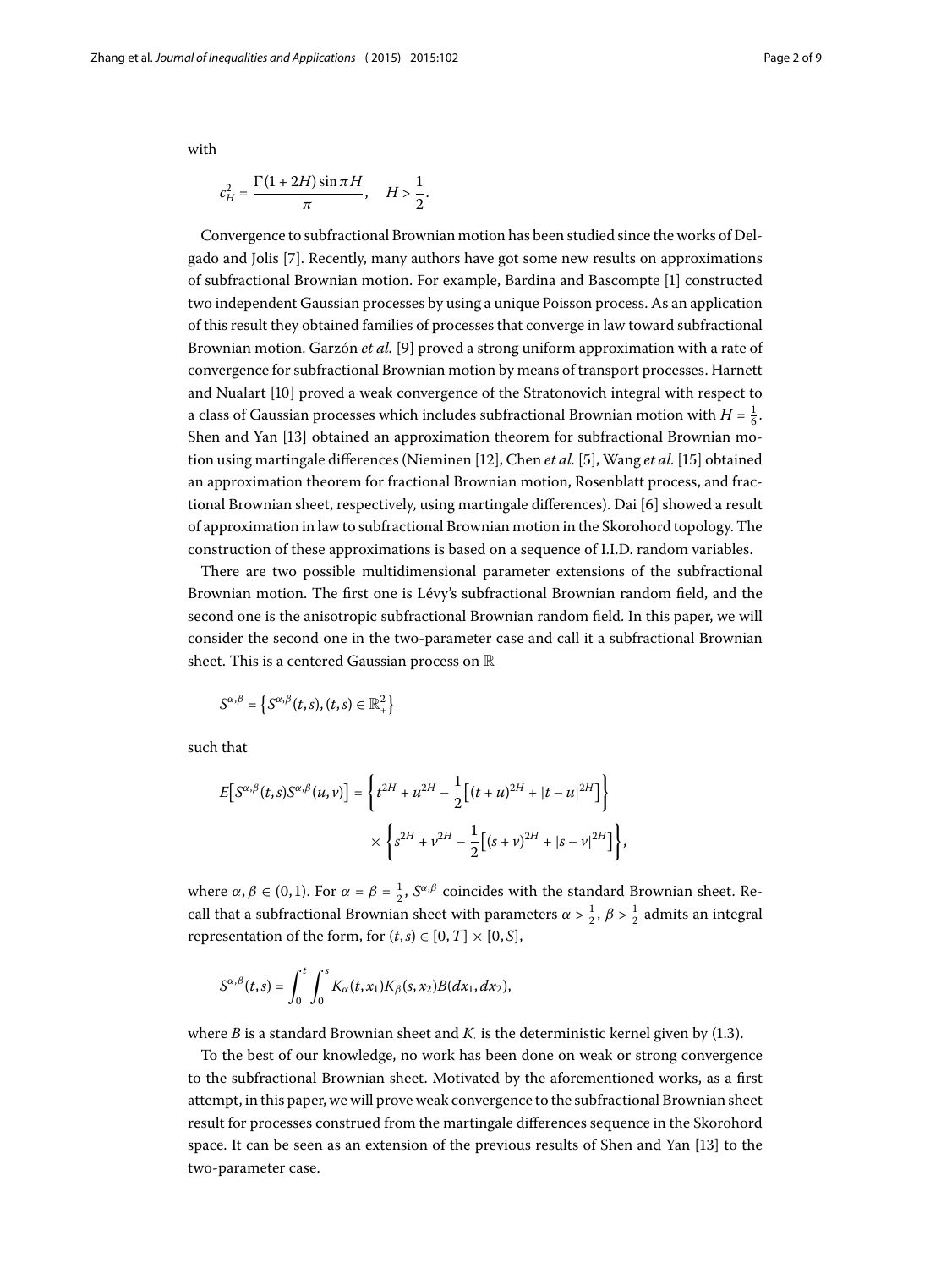with

$$c_H^2 = \frac{\Gamma(1+2H)\sin \pi H}{\pi}, \quad H > \frac{1}{2}.$$

Convergence to subfractional Brownian motion has been studied since the works of Delgado and Jolis [7]. Recently, many authors have got some new results on approximations of subfractional Brownian motion. For example, Bardina and Bascompte [1] constructed two independent Gaussian processes by using a unique Poisson process. As an application of this result they obtained families of processes that converge in law toward subfractional Brownian motion. Garzón *et al.* [9] proved a strong uniform approximation with a rate of convergence for subfractional Brownian motion by means of transport processes. Harnett and Nualart [10] proved a weak convergence of the Stratonovich integral with respect to a class of Gaussian processes which includes subfractional Brownian motion with $H = \frac{1}{6}$. Shen and Yan [13] obtained an approximation theorem for subfractional Brownian motion using martingale differences (Nieminen [12], Chen *et al.* [5], Wang *et al.* [15] obtained an approximation theorem for fractional Brownian motion, Rosenblatt process, and fractional Brownian sheet, respectively, using martingale differences). Dai [6] showed a result of approximation in law to subfractional Brownian motion in the Skorohord topology. The construction of these approximations is based on a sequence of I.I.D. random variables.

There are two possible multidimensional parameter extensions of the subfractional Brownian motion. The first one is Lévy's subfractional Brownian random field, and the second one is the anisotropic subfractional Brownian random field. In this paper, we will consider the second one in the two-parameter case and call it a subfractional Brownian sheet. This is a centered Gaussian process on $\mathbb{R}$

$$S^{\alpha,\beta} = \left\{ S^{\alpha,\beta}(t,s), (t,s) \in \mathbb{R}_+^2 \right\}$$

such that

$$\begin{aligned} E\left[S^{\alpha,\beta}(t,s)S^{\alpha,\beta}(u,v)\right] &= \left\{ t^{2H} + u^{2H} - \frac{1}{2}\left[(t+u)^{2H} + |t-u|^{2H}\right] \right\} \\ &\quad \times \left\{ s^{2H} + v^{2H} - \frac{1}{2}\left[(s+v)^{2H} + |s-v|^{2H}\right] \right\}, \end{aligned}$$

where $\alpha, \beta \in (0,1)$. For $\alpha = \beta = \frac{1}{2}$, $S^{\alpha,\beta}$ coincides with the standard Brownian sheet. Recall that a subfractional Brownian sheet with parameters $\alpha > \frac{1}{2}$, $\beta > \frac{1}{2}$ admits an integral representation of the form, for $(t,s) \in [0,T] \times [0,S]$,

$$S^{\alpha,\beta}(t,s) = \int_0^t \int_0^s K_\alpha(t,x_1) K_\beta(s,x_2) B(dx_1, dx_2),$$

where $B$ is a standard Brownian sheet and $K_\cdot$ is the deterministic kernel given by (1.3).

To the best of our knowledge, no work has been done on weak or strong convergence to the subfractional Brownian sheet. Motivated by the aforementioned works, as a first attempt, in this paper, we will prove weak convergence to the subfractional Brownian sheet result for processes construed from the martingale differences sequence in the Skorohord space. It can be seen as an extension of the previous results of Shen and Yan [13] to the two-parameter case.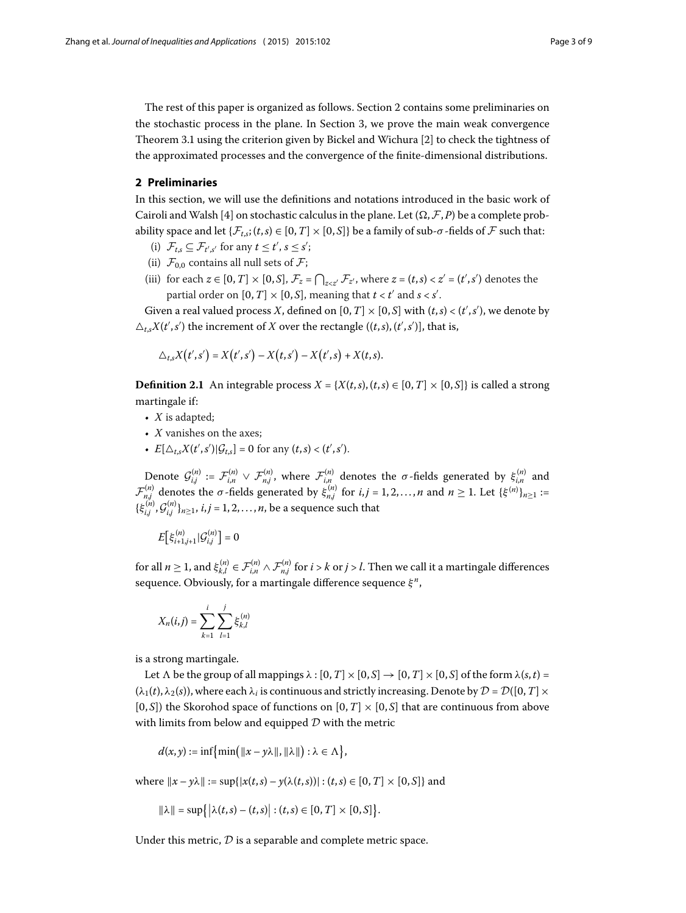The rest of this paper is organized as follows. Section 2 contains some preliminaries on the stochastic process in the plane. In Section 3, we prove the main weak convergence Theorem 3.1 using the criterion given by Bickel and Wichura [2] to check the tightness of the approximated processes and the convergence of the finite-dimensional distributions.

## 2 Preliminaries

In this section, we will use the definitions and notations introduced in the basic work of Cairoli and Walsh [4] on stochastic calculus in the plane. Let $(\Omega, \mathcal{F}, P)$ be a complete probability space and let $\{\mathcal{F}_{t,s}; (t,s) \in [0,T] \times [0,S]\}$ be a family of sub-$\sigma$-fields of $\mathcal{F}$ such that:

(i) $\mathcal{F}_{t,s} \subseteq \mathcal{F}_{t',s'}$ for any $t \leq t'$, $s \leq s'$;

(ii) $\mathcal{F}_{0,0}$ contains all null sets of $\mathcal{F}$;

(iii) for each $z \in [0,T] \times [0,S]$, $\mathcal{F}_z = \bigcap_{z<z'} \mathcal{F}_{z'}$, where $z = (t,s) < z' = (t',s')$ denotes the partial order on $[0,T] \times [0,S]$, meaning that $t < t'$ and $s < s'$.

Given a real valued process $X$, defined on $[0,T] \times [0,S]$ with $(t,s) < (t',s')$, we denote by $\triangle_{t,s}X(t',s')$ the increment of $X$ over the rectangle $((t,s),(t',s')]$, that is,

$$\triangle_{t,s}X(t',s') = X(t',s') - X(t,s') - X(t',s) + X(t,s).$$

**Definition 2.1** An integrable process $X = \{X(t,s), (t,s) \in [0,T] \times [0,S]\}$ is called a strong martingale if:

- $X$ is adapted;
- $X$ vanishes on the axes;
- $E[\triangle_{t,s}X(t',s')|\mathcal{G}_{t,s}] = 0$ for any $(t,s) < (t',s')$.

Denote $\mathcal{G}_{i,j}^{(n)} := \mathcal{F}_{i,n}^{(n)} \vee \mathcal{F}_{n,j}^{(n)}$, where $\mathcal{F}_{i,n}^{(n)}$ denotes the $\sigma$-fields generated by $\xi_{i,n}^{(n)}$ and $\mathcal{F}_{n,j}^{(n)}$ denotes the $\sigma$-fields generated by $\xi_{n,j}^{(n)}$ for $i,j = 1,2,\dots,n$ and $n \geq 1$. Let $\{\xi^{(n)}\}_{n\geq 1} := \{\xi_{i,j}^{(n)}, \mathcal{G}_{i,j}^{(n)}\}_{n\geq 1}$, $i,j = 1,2,\dots,n$, be a sequence such that

$$E\big[\xi_{i+1,j+1}^{(n)}|\mathcal{G}_{i,j}^{(n)}\big] = 0$$

for all $n \geq 1$, and $\xi_{k,l}^{(n)} \in \mathcal{F}_{i,n}^{(n)} \wedge \mathcal{F}_{n,j}^{(n)}$ for $i > k$ or $j > l$. Then we call it a martingale differences sequence. Obviously, for a martingale difference sequence $\xi^n$,

$$X_n(i,j) = \sum_{k=1}^{i} \sum_{l=1}^{j} \xi_{k,l}^{(n)}$$

is a strong martingale.

Let $\Lambda$ be the group of all mappings $\lambda : [0,T] \times [0,S] \to [0,T] \times [0,S]$ of the form $\lambda(s,t) = (\lambda_1(t), \lambda_2(s))$, where each $\lambda_i$ is continuous and strictly increasing. Denote by $\mathcal{D} = \mathcal{D}([0,T] \times [0,S])$ the Skorohod space of functions on $[0,T] \times [0,S]$ that are continuous from above with limits from below and equipped $\mathcal{D}$ with the metric

$$d(x,y) := \inf\big\{\min\big(\|x - y\lambda\|, \|\lambda\|\big) : \lambda \in \Lambda\big\},$$

where $\|x - y\lambda\| := \sup\{|x(t,s) - y(\lambda(t,s))| : (t,s) \in [0,T] \times [0,S]\}$ and

$$\|\lambda\| = \sup\big\{\big|\lambda(t,s) - (t,s)\big| : (t,s) \in [0,T] \times [0,S]\big\}.$$

Under this metric, $\mathcal{D}$ is a separable and complete metric space.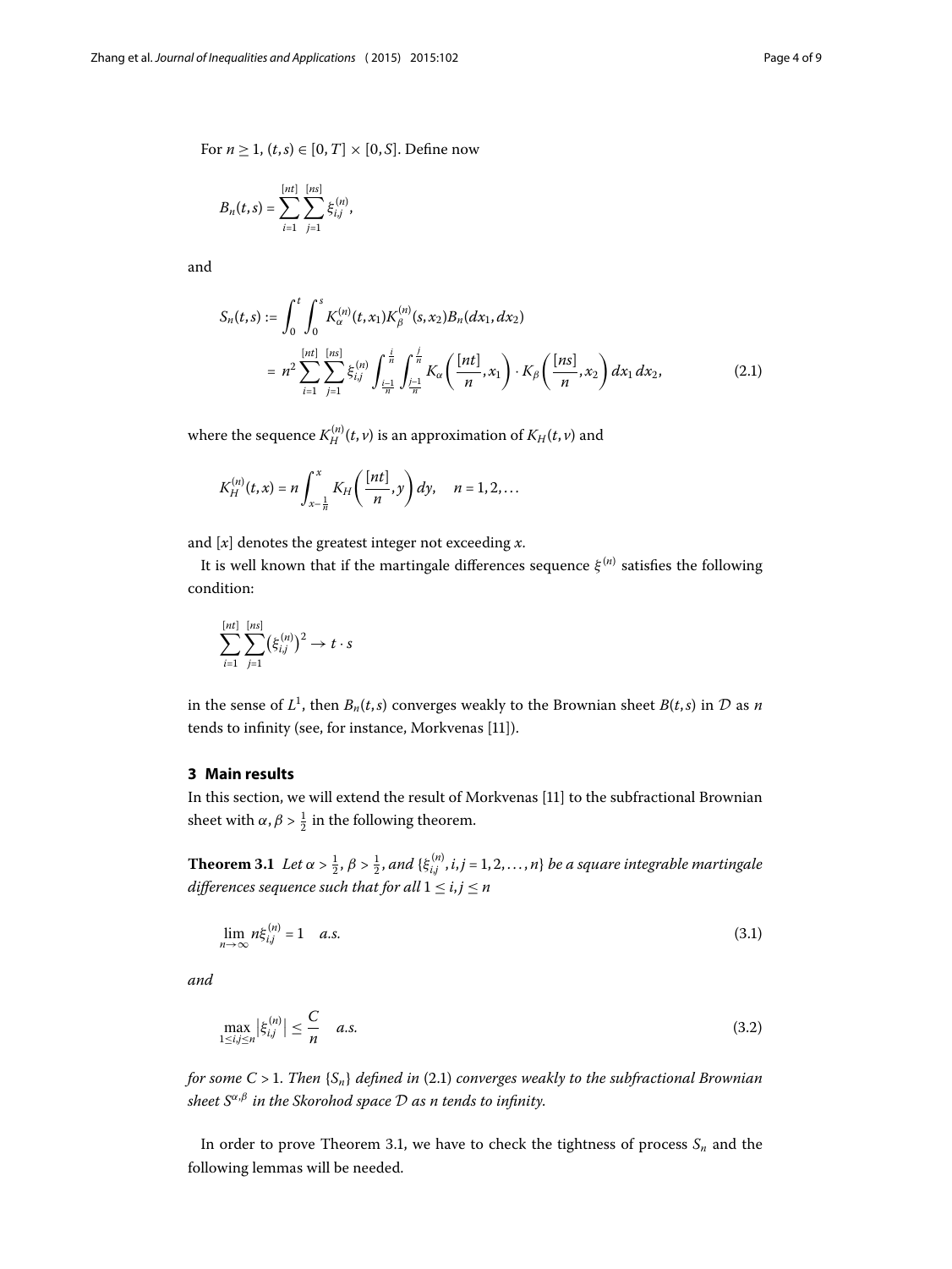For $n \geq 1$, $(t,s) \in [0,T] \times [0,S]$. Define now

$$B_n(t,s) = \sum_{i=1}^{[nt]} \sum_{j=1}^{[ns]} \xi_{i,j}^{(n)},$$

and

$$\begin{aligned} S_n(t,s) &:= \int_0^t \int_0^s K_\alpha^{(n)}(t,x_1) K_\beta^{(n)}(s,x_2) B_n(dx_1, dx_2) \\ &= n^2 \sum_{i=1}^{[nt]} \sum_{j=1}^{[ns]} \xi_{i,j}^{(n)} \int_{\frac{i-1}{n}}^{\frac{i}{n}} \int_{\frac{j-1}{n}}^{\frac{j}{n}} K_\alpha\left(\frac{[nt]}{n}, x_1\right) \cdot K_\beta\left(\frac{[ns]}{n}, x_2\right) dx_1\, dx_2, \end{aligned} \tag{2.1}$$

where the sequence $K_H^{(n)}(t,v)$ is an approximation of $K_H(t,v)$ and

$$K_H^{(n)}(t,x) = n \int_{x-\frac{1}{n}}^{x} K_H\left(\frac{[nt]}{n}, y\right) dy, \quad n = 1, 2, \ldots$$

and $[x]$ denotes the greatest integer not exceeding $x$.

It is well known that if the martingale differences sequence $\xi^{(n)}$ satisfies the following condition:

$$\sum_{i=1}^{[nt]} \sum_{j=1}^{[ns]} \left(\xi_{i,j}^{(n)}\right)^2 \to t \cdot s$$

in the sense of $L^1$, then $B_n(t,s)$ converges weakly to the Brownian sheet $B(t,s)$ in $\mathcal{D}$ as $n$ tends to infinity (see, for instance, Morkvenas [11]).

## 3 Main results

In this section, we will extend the result of Morkvenas [11] to the subfractional Brownian sheet with $\alpha, \beta > \frac{1}{2}$ in the following theorem.

**Theorem 3.1** *Let $\alpha > \frac{1}{2}$, $\beta > \frac{1}{2}$, and $\{\xi_{i,j}^{(n)}, i,j = 1, 2, \ldots, n\}$ be a square integrable martingale differences sequence such that for all $1 \leq i,j \leq n$*

$$\lim_{n \to \infty} n\xi_{i,j}^{(n)} = 1 \quad a.s. \tag{3.1}$$

*and*

$$\max_{1 \leq i,j \leq n} \left|\xi_{i,j}^{(n)}\right| \leq \frac{C}{n} \quad a.s. \tag{3.2}$$

*for some $C > 1$. Then $\{S_n\}$ defined in (2.1) converges weakly to the subfractional Brownian sheet $S^{\alpha,\beta}$ in the Skorohod space $\mathcal{D}$ as $n$ tends to infinity.*

In order to prove Theorem 3.1, we have to check the tightness of process $S_n$ and the following lemmas will be needed.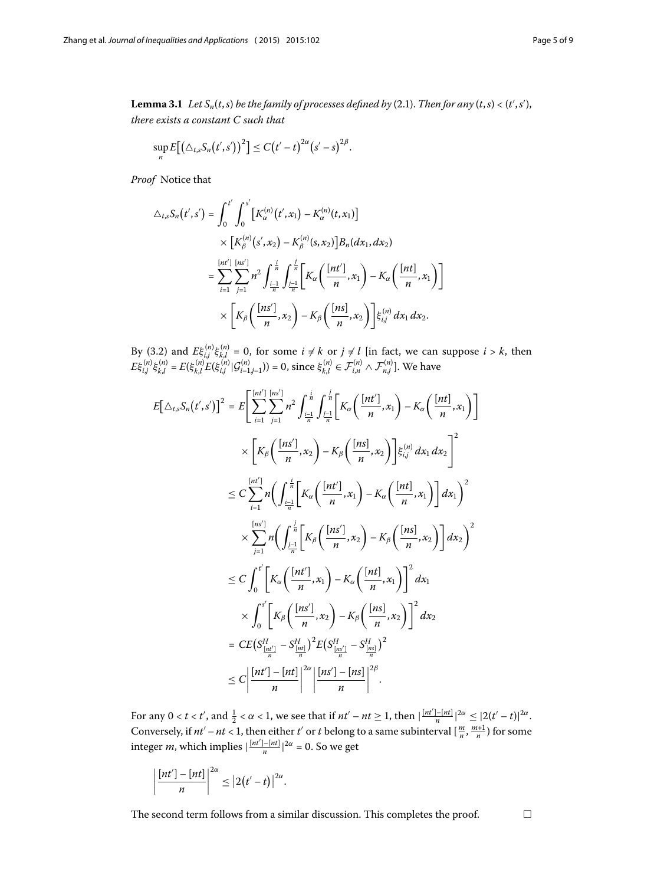**Lemma 3.1** *Let $S_n(t,s)$ be the family of processes defined by* (2.1). *Then for any $(t,s) < (t',s')$, there exists a constant $C$ such that*

$$\sup_n E\big[\big(\triangle_{t,s}S_n(t',s')\big)^2\big] \le C\big(t'-t\big)^{2\alpha}\big(s'-s\big)^{2\beta}.$$

*Proof* Notice that

$$\begin{aligned}
\triangle_{t,s}S_n(t',s') &= \int_0^{t'}\int_0^{s'}\big[K_\alpha^{(n)}(t',x_1) - K_\alpha^{(n)}(t,x_1)\big] \\
&\quad \times \big[K_\beta^{(n)}(s',x_2) - K_\beta^{(n)}(s,x_2)\big]B_n(dx_1,dx_2) \\
&= \sum_{i=1}^{[nt']}\sum_{j=1}^{[ns']} n^2 \int_{\frac{i-1}{n}}^{\frac{i}{n}}\int_{\frac{j-1}{n}}^{\frac{j}{n}}\bigg[K_\alpha\bigg(\frac{[nt']}{n},x_1\bigg) - K_\alpha\bigg(\frac{[nt]}{n},x_1\bigg)\bigg] \\
&\quad \times \bigg[K_\beta\bigg(\frac{[ns']}{n},x_2\bigg) - K_\beta\bigg(\frac{[ns]}{n},x_2\bigg)\bigg]\xi_{i,j}^{(n)}\,dx_1\,dx_2.
\end{aligned}$$

By (3.2) and $E\xi_{i,j}^{(n)}\xi_{k,l}^{(n)} = 0$, for some $i \neq k$ or $j \neq l$ [in fact, we can suppose $i > k$, then $E\xi_{i,j}^{(n)}\xi_{k,l}^{(n)} = E(\xi_{k,l}^{(n)}E(\xi_{i,j}^{(n)}|\mathcal{G}_{i-1,j-1}^{(n)})) = 0$, since $\xi_{k,l}^{(n)} \in \mathcal{F}_{i,n}^{(n)} \wedge \mathcal{F}_{n,j}^{(n)}$]. We have

$$\begin{aligned}
E\big[\triangle_{t,s}S_n(t',s')\big]^2 &= E\Bigg[\sum_{i=1}^{[nt']}\sum_{j=1}^{[ns']} n^2 \int_{\frac{i-1}{n}}^{\frac{i}{n}}\int_{\frac{j-1}{n}}^{\frac{j}{n}}\bigg[K_\alpha\bigg(\frac{[nt']}{n},x_1\bigg) - K_\alpha\bigg(\frac{[nt]}{n},x_1\bigg)\bigg] \\
&\quad \times \bigg[K_\beta\bigg(\frac{[ns']}{n},x_2\bigg) - K_\beta\bigg(\frac{[ns]}{n},x_2\bigg)\bigg]\xi_{i,j}^{(n)}\,dx_1\,dx_2\Bigg]^2 \\
&\le C\sum_{i=1}^{[nt']} n\bigg(\int_{\frac{i-1}{n}}^{\frac{i}{n}}\bigg[K_\alpha\bigg(\frac{[nt']}{n},x_1\bigg) - K_\alpha\bigg(\frac{[nt]}{n},x_1\bigg)\bigg]dx_1\bigg)^2 \\
&\quad \times \sum_{j=1}^{[ns']} n\bigg(\int_{\frac{j-1}{n}}^{\frac{j}{n}}\bigg[K_\beta\bigg(\frac{[ns']}{n},x_2\bigg) - K_\beta\bigg(\frac{[ns]}{n},x_2\bigg)\bigg]dx_2\bigg)^2 \\
&\le C\int_0^{t'}\bigg[K_\alpha\bigg(\frac{[nt']}{n},x_1\bigg) - K_\alpha\bigg(\frac{[nt]}{n},x_1\bigg)\bigg]^2 dx_1 \\
&\quad \times \int_0^{s'}\bigg[K_\beta\bigg(\frac{[ns']}{n},x_2\bigg) - K_\beta\bigg(\frac{[ns]}{n},x_2\bigg)\bigg]^2 dx_2 \\
&= CE\big(S^H_{\frac{[nt']}{n}} - S^H_{\frac{[nt]}{n}}\big)^2 E\big(S^H_{\frac{[ns']}{n}} - S^H_{\frac{[ns]}{n}}\big)^2 \\
&\le C\bigg|\frac{[nt'] - [nt]}{n}\bigg|^{2\alpha}\bigg|\frac{[ns'] - [ns]}{n}\bigg|^{2\beta}.
\end{aligned}$$

For any $0 < t < t'$, and $\frac{1}{2} < \alpha < 1$, we see that if $nt' - nt \ge 1$, then $|\frac{[nt']-[nt]}{n}|^{2\alpha} \le |2(t'-t)|^{2\alpha}$. Conversely, if $nt' - nt < 1$, then either $t'$ or $t$ belong to a same subinterval $[\frac{m}{n}, \frac{m+1}{n})$ for some integer $m$, which implies $|\frac{[nt']-[nt]}{n}|^{2\alpha} = 0$. So we get

$$\bigg|\frac{[nt'] - [nt]}{n}\bigg|^{2\alpha} \le \big|2\big(t'-t\big)\big|^{2\alpha}.$$

The second term follows from a similar discussion. This completes the proof. $\square$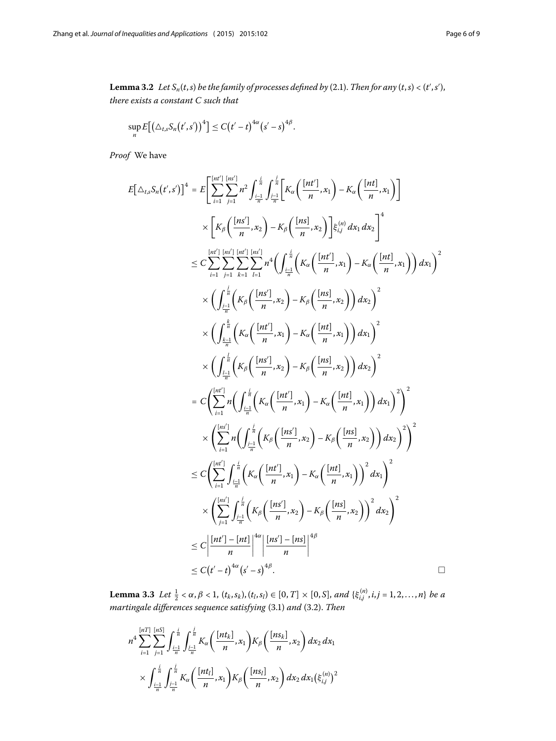**Lemma 3.2** *Let $S_n(t,s)$ be the family of processes defined by* (2.1). *Then for any $(t,s) < (t',s')$, there exists a constant $C$ such that*

$$\sup_n E\left[\left(\triangle_{t,s} S_n\left(t',s'\right)\right)^4\right] \le C\left(t'-t\right)^{4\alpha}\left(s'-s\right)^{4\beta}.$$

*Proof* We have

$$\begin{aligned}
E\left[\triangle_{t,s} S_n\left(t',s'\right)\right]^4 &= E\Bigg[\sum_{i=1}^{[nt']}\sum_{j=1}^{[ns']} n^2 \int_{\frac{i-1}{n}}^{\frac{i}{n}}\int_{\frac{j-1}{n}}^{\frac{j}{n}}\left[K_\alpha\left(\frac{[nt']}{n},x_1\right)-K_\alpha\left(\frac{[nt]}{n},x_1\right)\right] \\
&\quad \times \left[K_\beta\left(\frac{[ns']}{n},x_2\right)-K_\beta\left(\frac{[ns]}{n},x_2\right)\right]\xi_{i,j}^{(n)}\,dx_1\,dx_2\Bigg]^4 \\
&\le C\sum_{i=1}^{[nt']}\sum_{j=1}^{[ns']}\sum_{k=1}^{[nt']}\sum_{l=1}^{[ns']} n^4\left(\int_{\frac{i-1}{n}}^{\frac{i}{n}}\left(K_\alpha\left(\frac{[nt']}{n},x_1\right)-K_\alpha\left(\frac{[nt]}{n},x_1\right)\right)dx_1\right)^2 \\
&\quad \times \left(\int_{\frac{j-1}{n}}^{\frac{j}{n}}\left(K_\beta\left(\frac{[ns']}{n},x_2\right)-K_\beta\left(\frac{[ns]}{n},x_2\right)\right)dx_2\right)^2 \\
&\quad \times \left(\int_{\frac{k-1}{n}}^{\frac{k}{n}}\left(K_\alpha\left(\frac{[nt']}{n},x_1\right)-K_\alpha\left(\frac{[nt]}{n},x_1\right)\right)dx_1\right)^2 \\
&\quad \times \left(\int_{\frac{l-1}{n}}^{\frac{l}{n}}\left(K_\beta\left(\frac{[ns']}{n},x_2\right)-K_\beta\left(\frac{[ns]}{n},x_2\right)\right)dx_2\right)^2 \\
&= C\left(\sum_{i=1}^{[nt']} n\left(\int_{\frac{i-1}{n}}^{\frac{i}{n}}\left(K_\alpha\left(\frac{[nt']}{n},x_1\right)-K_\alpha\left(\frac{[nt]}{n},x_1\right)\right)dx_1\right)^2\right)^2 \\
&\quad \times \left(\sum_{i=1}^{[ns']} n\left(\int_{\frac{j-1}{n}}^{\frac{j}{n}}\left(K_\beta\left(\frac{[ns']}{n},x_2\right)-K_\beta\left(\frac{[ns]}{n},x_2\right)\right)dx_2\right)^2\right)^2 \\
&\le C\left(\sum_{i=1}^{[nt']}\int_{\frac{i-1}{n}}^{\frac{i}{n}}\left(K_\alpha\left(\frac{[nt']}{n},x_1\right)-K_\alpha\left(\frac{[nt]}{n},x_1\right)\right)^2dx_1\right)^2 \\
&\quad \times \left(\sum_{j=1}^{[ns']}\int_{\frac{j-1}{n}}^{\frac{j}{n}}\left(K_\beta\left(\frac{[ns']}{n},x_2\right)-K_\beta\left(\frac{[ns]}{n},x_2\right)\right)^2dx_2\right)^2 \\
&\le C\left|\frac{[nt']-[nt]}{n}\right|^{4\alpha}\left|\frac{[ns']-[ns]}{n}\right|^{4\beta} \\
&\le C\left(t'-t\right)^{4\alpha}\left(s'-s\right)^{4\beta}.
\end{aligned}$$

□

**Lemma 3.3** *Let $\frac{1}{2} < \alpha, \beta < 1$, $(t_k,s_k),(t_l,s_l) \in [0,T]\times[0,S]$, and $\{\xi_{i,j}^{(n)}, i,j = 1,2,\ldots,n\}$ be a martingale differences sequence satisfying* (3.1) *and* (3.2). *Then*

$$\begin{aligned}
&n^4\sum_{i=1}^{[nT]}\sum_{j=1}^{[nS]}\int_{\frac{i-1}{n}}^{\frac{i}{n}}\int_{\frac{j-1}{n}}^{\frac{j}{n}} K_\alpha\left(\frac{[nt_k]}{n},x_1\right)K_\beta\left(\frac{[ns_k]}{n},x_2\right)dx_2\,dx_1 \\
&\quad \times \int_{\frac{i-1}{n}}^{\frac{i}{n}}\int_{\frac{j-1}{n}}^{\frac{j}{n}} K_\alpha\left(\frac{[nt_l]}{n},x_1\right)K_\beta\left(\frac{[ns_l]}{n},x_2\right)dx_2\,dx_1\left(\xi_{i,j}^{(n)}\right)^2
\end{aligned}$$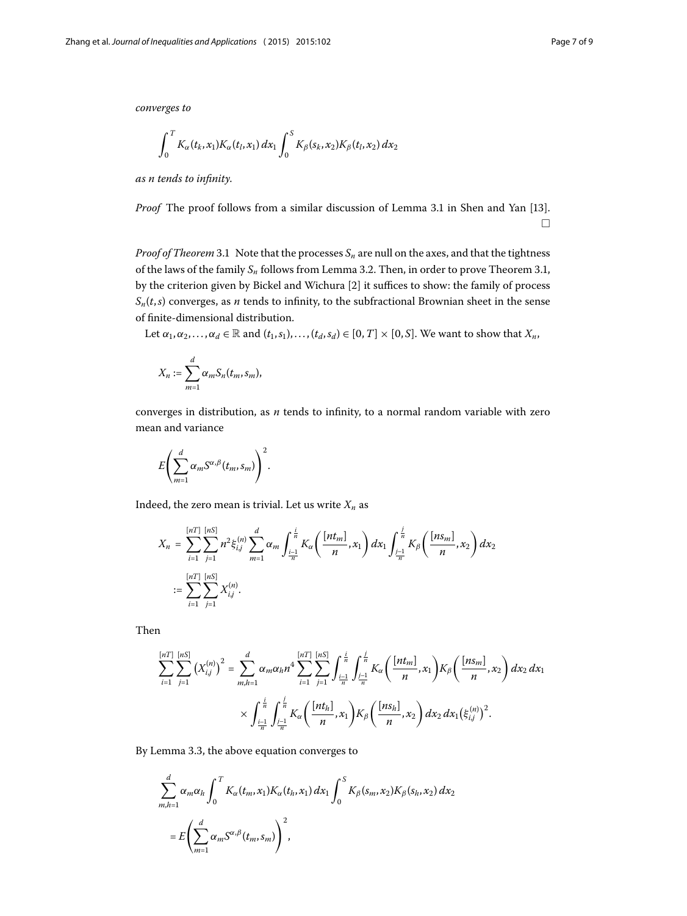*converges to*

$$\int_0^T K_\alpha(t_k,x_1)K_\alpha(t_l,x_1)\,dx_1 \int_0^S K_\beta(s_k,x_2)K_\beta(t_l,x_2)\,dx_2$$

*as n tends to infinity.*

*Proof* The proof follows from a similar discussion of Lemma 3.1 in Shen and Yan [13]. □

*Proof of Theorem* 3.1 Note that the processes $S_n$ are null on the axes, and that the tightness of the laws of the family $S_n$ follows from Lemma 3.2. Then, in order to prove Theorem 3.1, by the criterion given by Bickel and Wichura [2] it suffices to show: the family of process $S_n(t,s)$ converges, as $n$ tends to infinity, to the subfractional Brownian sheet in the sense of finite-dimensional distribution.

Let $\alpha_1,\alpha_2,\ldots,\alpha_d \in \mathbb{R}$ and $(t_1,s_1),\ldots,(t_d,s_d) \in [0,T]\times[0,S]$. We want to show that $X_n$,

$$X_n := \sum_{m=1}^{d} \alpha_m S_n(t_m,s_m),$$

converges in distribution, as $n$ tends to infinity, to a normal random variable with zero mean and variance

$$E\left(\sum_{m=1}^{d}\alpha_m S^{\alpha,\beta}(t_m,s_m)\right)^2.$$

Indeed, the zero mean is trivial. Let us write $X_n$ as

$$\begin{aligned}
X_n &= \sum_{i=1}^{[nT]}\sum_{j=1}^{[nS]} n^2 \xi_{i,j}^{(n)} \sum_{m=1}^{d} \alpha_m \int_{\frac{i-1}{n}}^{\frac{i}{n}} K_\alpha\left(\frac{[nt_m]}{n},x_1\right)dx_1 \int_{\frac{j-1}{n}}^{\frac{j}{n}} K_\beta\left(\frac{[ns_m]}{n},x_2\right)dx_2 \\
&:= \sum_{i=1}^{[nT]}\sum_{j=1}^{[nS]} X_{i,j}^{(n)}.
\end{aligned}$$

Then

$$\begin{aligned}
\sum_{i=1}^{[nT]}\sum_{j=1}^{[nS]}\left(X_{i,j}^{(n)}\right)^2 = \sum_{m,h=1}^{d}\alpha_m\alpha_h n^4 \sum_{i=1}^{[nT]}\sum_{j=1}^{[nS]} \int_{\frac{i-1}{n}}^{\frac{i}{n}}\int_{\frac{j-1}{n}}^{\frac{j}{n}} K_\alpha\left(\frac{[nt_m]}{n},x_1\right)K_\beta\left(\frac{[ns_m]}{n},x_2\right)dx_2\,dx_1 \\
\times \int_{\frac{i-1}{n}}^{\frac{i}{n}}\int_{\frac{j-1}{n}}^{\frac{j}{n}} K_\alpha\left(\frac{[nt_h]}{n},x_1\right)K_\beta\left(\frac{[ns_h]}{n},x_2\right)dx_2\,dx_1\left(\xi_{i,j}^{(n)}\right)^2.
\end{aligned}$$

By Lemma 3.3, the above equation converges to

$$\begin{aligned}
&\sum_{m,h=1}^{d}\alpha_m\alpha_h \int_0^T K_\alpha(t_m,x_1)K_\alpha(t_h,x_1)\,dx_1 \int_0^S K_\beta(s_m,x_2)K_\beta(s_h,x_2)\,dx_2 \\
&\quad = E\left(\sum_{m=1}^{d}\alpha_m S^{\alpha,\beta}(t_m,s_m)\right)^2,
\end{aligned}$$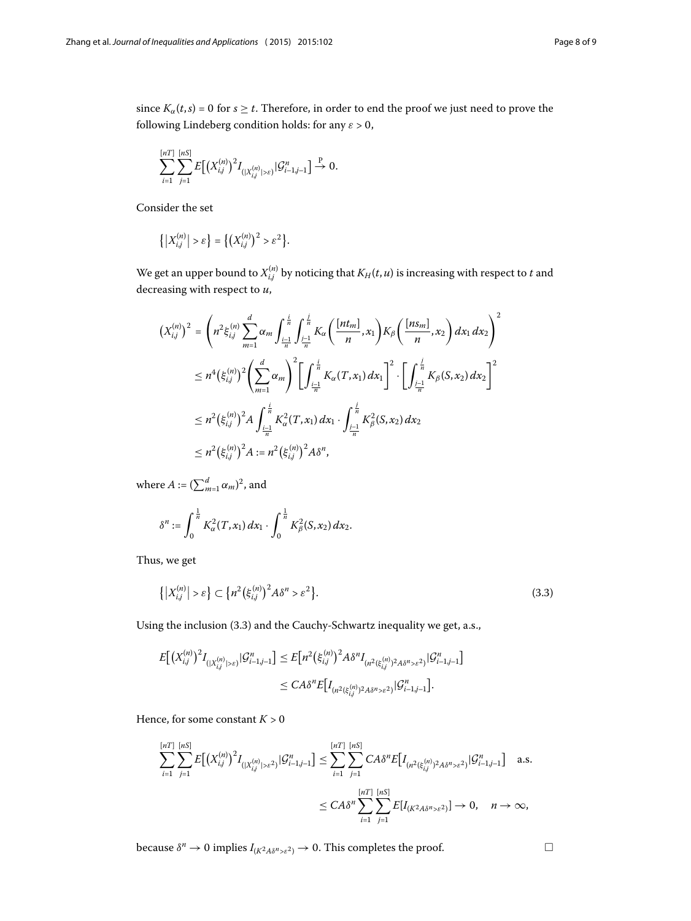since $K_\alpha(t,s) = 0$ for $s \geq t$. Therefore, in order to end the proof we just need to prove the following Lindeberg condition holds: for any $\varepsilon > 0$,

$$\sum_{i=1}^{[nT]} \sum_{j=1}^{[nS]} E\big[\big(X_{i,j}^{(n)}\big)^2 I_{(|X_{i,j}^{(n)}|>\varepsilon)} | \mathcal{G}_{i-1,j-1}^n\big] \xrightarrow{\text{P}} 0.$$

Consider the set

$$\big\{\big|X_{i,j}^{(n)}\big| > \varepsilon\big\} = \big\{\big(X_{i,j}^{(n)}\big)^2 > \varepsilon^2\big\}.$$

We get an upper bound to $X_{i,j}^{(n)}$ by noticing that $K_H(t,u)$ is increasing with respect to $t$ and decreasing with respect to $u$,

$$\begin{aligned}
\big(X_{i,j}^{(n)}\big)^2 &= \left(n^2 \xi_{i,j}^{(n)} \sum_{m=1}^{d} \alpha_m \int_{\frac{i-1}{n}}^{\frac{i}{n}} \int_{\frac{j-1}{n}}^{\frac{j}{n}} K_\alpha\left(\frac{[nt_m]}{n}, x_1\right) K_\beta\left(\frac{[ns_m]}{n}, x_2\right) dx_1\, dx_2\right)^2 \\
&\leq n^4 \big(\xi_{i,j}^{(n)}\big)^2 \left(\sum_{m=1}^{d} \alpha_m\right)^2 \left[\int_{\frac{i-1}{n}}^{\frac{i}{n}} K_\alpha(T, x_1)\, dx_1\right]^2 \cdot \left[\int_{\frac{j-1}{n}}^{\frac{j}{n}} K_\beta(S, x_2)\, dx_2\right]^2 \\
&\leq n^2 \big(\xi_{i,j}^{(n)}\big)^2 A \int_{\frac{i-1}{n}}^{\frac{i}{n}} K_\alpha^2(T, x_1)\, dx_1 \cdot \int_{\frac{j-1}{n}}^{\frac{j}{n}} K_\beta^2(S, x_2)\, dx_2 \\
&\leq n^2 \big(\xi_{i,j}^{(n)}\big)^2 A := n^2 \big(\xi_{i,j}^{(n)}\big)^2 A \delta^n,
\end{aligned}$$

where $A := (\sum_{m=1}^{d} \alpha_m)^2$, and

$$\delta^n := \int_0^{\frac{1}{n}} K_\alpha^2(T, x_1)\, dx_1 \cdot \int_0^{\frac{1}{n}} K_\beta^2(S, x_2)\, dx_2.$$

Thus, we get

$$\big\{\big|X_{i,j}^{(n)}\big| > \varepsilon\big\} \subset \big\{n^2 \big(\xi_{i,j}^{(n)}\big)^2 A \delta^n > \varepsilon^2\big\}. \tag{3.3}$$

Using the inclusion (3.3) and the Cauchy-Schwartz inequality we get, a.s.,

$$\begin{aligned}
E\big[\big(X_{i,j}^{(n)}\big)^2 I_{(|X_{i,j}^{(n)}|>\varepsilon)} | \mathcal{G}_{i-1,j-1}^n\big] &\leq E\big[n^2 \big(\xi_{i,j}^{(n)}\big)^2 A \delta^n I_{(n^2 (\xi_{i,j}^{(n)})^2 A \delta^n > \varepsilon^2)} | \mathcal{G}_{i-1,j-1}^n\big] \\
&\leq C A \delta^n E\big[I_{(n^2 (\xi_{i,j}^{(n)})^2 A \delta^n > \varepsilon^2)} | \mathcal{G}_{i-1,j-1}^n\big].
\end{aligned}$$

Hence, for some constant $K > 0$

$$\begin{aligned}
\sum_{i=1}^{[nT]} \sum_{j=1}^{[nS]} E\big[\big(X_{i,j}^{(n)}\big)^2 I_{(|X_{i,j}^{(n)}|>\varepsilon^2)} | \mathcal{G}_{i-1,j-1}^n\big] &\leq \sum_{i=1}^{[nT]} \sum_{j=1}^{[nS]} C A \delta^n E\big[I_{(n^2 (\xi_{i,j}^{(n)})^2 A \delta^n > \varepsilon^2)} | \mathcal{G}_{i-1,j-1}^n\big] \quad \text{a.s.} \\
&\leq C A \delta^n \sum_{i=1}^{[nT]} \sum_{j=1}^{[nS]} E[I_{(K^2 A \delta^n > \varepsilon^2)}] \to 0, \quad n \to \infty,
\end{aligned}$$

because $\delta^n \to 0$ implies $I_{(K^2 A \delta^n > \varepsilon^2)} \to 0$. This completes the proof. □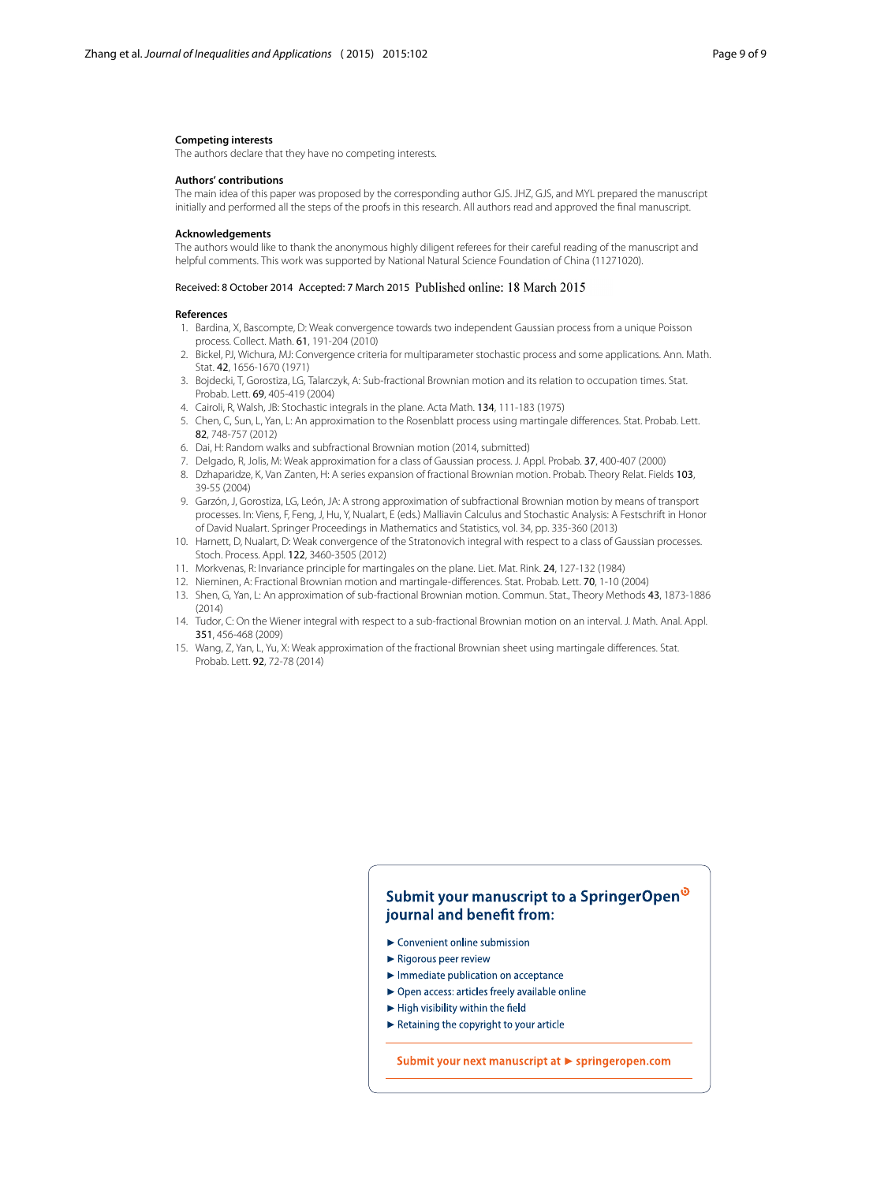### Competing interests

The authors declare that they have no competing interests.

### Authors' contributions

The main idea of this paper was proposed by the corresponding author GJS. JHZ, GJS, and MYL prepared the manuscript initially and performed all the steps of the proofs in this research. All authors read and approved the final manuscript.

### Acknowledgements

The authors would like to thank the anonymous highly diligent referees for their careful reading of the manuscript and helpful comments. This work was supported by National Natural Science Foundation of China (11271020).

Received: 8 October 2014 Accepted: 7 March 2015 Published online: 18 March 2015

### References

1. Bardina, X, Bascompte, D: Weak convergence towards two independent Gaussian process from a unique Poisson process. Collect. Math. **61**, 191-204 (2010)
2. Bickel, PJ, Wichura, MJ: Convergence criteria for multiparameter stochastic process and some applications. Ann. Math. Stat. **42**, 1656-1670 (1971)
3. Bojdecki, T, Gorostiza, LG, Talarczyk, A: Sub-fractional Brownian motion and its relation to occupation times. Stat. Probab. Lett. **69**, 405-419 (2004)
4. Cairoli, R, Walsh, JB: Stochastic integrals in the plane. Acta Math. **134**, 111-183 (1975)
5. Chen, C, Sun, L, Yan, L: An approximation to the Rosenblatt process using martingale differences. Stat. Probab. Lett. **82**, 748-757 (2012)
6. Dai, H: Random walks and subfractional Brownian motion (2014, submitted)
7. Delgado, R, Jolis, M: Weak approximation for a class of Gaussian process. J. Appl. Probab. **37**, 400-407 (2000)
8. Dzhaparidze, K, Van Zanten, H: A series expansion of fractional Brownian motion. Probab. Theory Relat. Fields **103**, 39-55 (2004)
9. Garzón, J, Gorostiza, LG, León, JA: A strong approximation of subfractional Brownian motion by means of transport processes. In: Viens, F, Feng, J, Hu, Y, Nualart, E (eds.) Malliavin Calculus and Stochastic Analysis: A Festschrift in Honor of David Nualart. Springer Proceedings in Mathematics and Statistics, vol. 34, pp. 335-360 (2013)
10. Harnett, D, Nualart, D: Weak convergence of the Stratonovich integral with respect to a class of Gaussian processes. Stoch. Process. Appl. **122**, 3460-3505 (2012)
11. Morkvenas, R: Invariance principle for martingales on the plane. Liet. Mat. Rink. **24**, 127-132 (1984)
12. Nieminen, A: Fractional Brownian motion and martingale-differences. Stat. Probab. Lett. **70**, 1-10 (2004)
13. Shen, G, Yan, L: An approximation of sub-fractional Brownian motion. Commun. Stat., Theory Methods **43**, 1873-1886 (2014)
14. Tudor, C: On the Wiener integral with respect to a sub-fractional Brownian motion on an interval. J. Math. Anal. Appl. **351**, 456-468 (2009)
15. Wang, Z, Yan, L, Yu, X: Weak approximation of the fractional Brownian sheet using martingale differences. Stat. Probab. Lett. **92**, 72-78 (2014)

**Submit your manuscript to a SpringerOpen journal and benefit from:**

- Convenient online submission
- Rigorous peer review
- Immediate publication on acceptance
- Open access: articles freely available online
- High visibility within the field
- Retaining the copyright to your article

**Submit your next manuscript at ► springeropen.com**